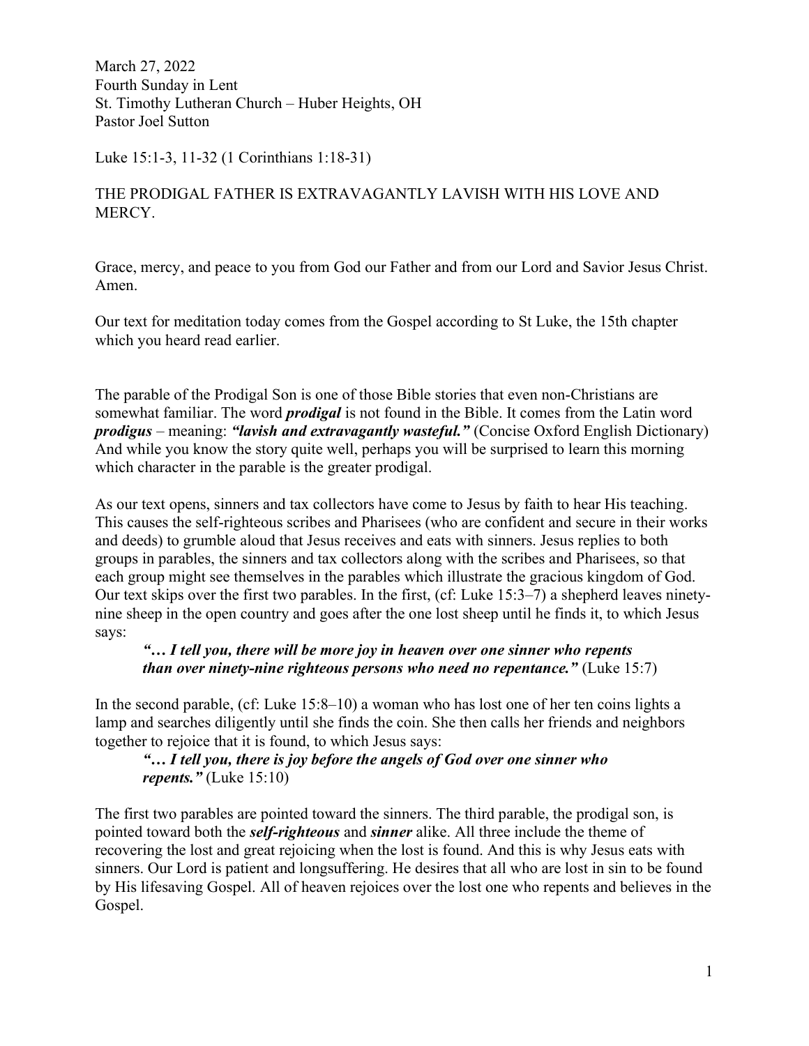March 27, 2022
Fourth Sunday in Lent
St. Timothy Lutheran Church – Huber Heights, OH
Pastor Joel Sutton

Luke 15:1-3, 11-32 (1 Corinthians 1:18-31)

THE PRODIGAL FATHER IS EXTRAVAGANTLY LAVISH WITH HIS LOVE AND MERCY.

Grace, mercy, and peace to you from God our Father and from our Lord and Savior Jesus Christ. Amen.

Our text for meditation today comes from the Gospel according to St Luke, the 15th chapter which you heard read earlier.

The parable of the Prodigal Son is one of those Bible stories that even non-Christians are somewhat familiar. The word ***prodigal*** is not found in the Bible. It comes from the Latin word ***prodigus*** – meaning: ***"lavish and extravagantly wasteful."*** (Concise Oxford English Dictionary) And while you know the story quite well, perhaps you will be surprised to learn this morning which character in the parable is the greater prodigal.

As our text opens, sinners and tax collectors have come to Jesus by faith to hear His teaching. This causes the self-righteous scribes and Pharisees (who are confident and secure in their works and deeds) to grumble aloud that Jesus receives and eats with sinners. Jesus replies to both groups in parables, the sinners and tax collectors along with the scribes and Pharisees, so that each group might see themselves in the parables which illustrate the gracious kingdom of God. Our text skips over the first two parables. In the first, (cf: Luke 15:3–7) a shepherd leaves ninety-nine sheep in the open country and goes after the one lost sheep until he finds it, to which Jesus says:

> ***"… I tell you, there will be more joy in heaven over one sinner who repents than over ninety-nine righteous persons who need no repentance."*** (Luke 15:7)

In the second parable, (cf: Luke 15:8–10) a woman who has lost one of her ten coins lights a lamp and searches diligently until she finds the coin. She then calls her friends and neighbors together to rejoice that it is found, to which Jesus says:

> ***"… I tell you, there is joy before the angels of God over one sinner who repents."*** (Luke 15:10)

The first two parables are pointed toward the sinners. The third parable, the prodigal son, is pointed toward both the ***self-righteous*** and ***sinner*** alike. All three include the theme of recovering the lost and great rejoicing when the lost is found. And this is why Jesus eats with sinners. Our Lord is patient and longsuffering. He desires that all who are lost in sin to be found by His lifesaving Gospel. All of heaven rejoices over the lost one who repents and believes in the Gospel.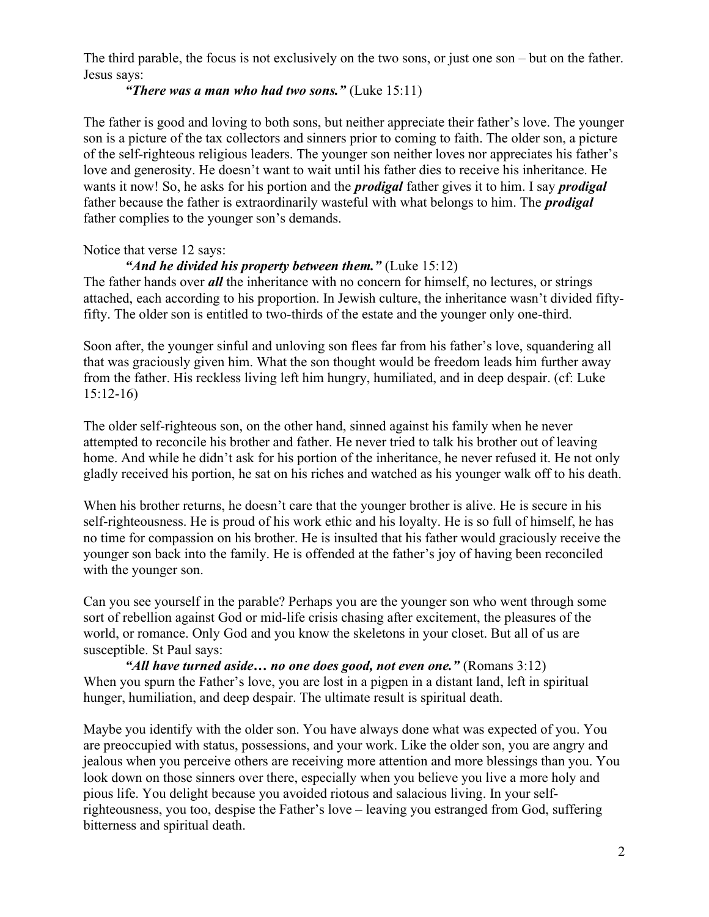The third parable, the focus is not exclusively on the two sons, or just one son – but on the father. Jesus says:

> ***"There was a man who had two sons."*** (Luke 15:11)

The father is good and loving to both sons, but neither appreciate their father's love. The younger son is a picture of the tax collectors and sinners prior to coming to faith. The older son, a picture of the self-righteous religious leaders. The younger son neither loves nor appreciates his father's love and generosity. He doesn't want to wait until his father dies to receive his inheritance. He wants it now! So, he asks for his portion and the ***prodigal*** father gives it to him. I say ***prodigal*** father because the father is extraordinarily wasteful with what belongs to him. The ***prodigal*** father complies to the younger son's demands.

Notice that verse 12 says:

> ***"And he divided his property between them."*** (Luke 15:12)

The father hands over ***all*** the inheritance with no concern for himself, no lectures, or strings attached, each according to his proportion. In Jewish culture, the inheritance wasn't divided fifty-fifty. The older son is entitled to two-thirds of the estate and the younger only one-third.

Soon after, the younger sinful and unloving son flees far from his father's love, squandering all that was graciously given him. What the son thought would be freedom leads him further away from the father. His reckless living left him hungry, humiliated, and in deep despair. (cf: Luke 15:12-16)

The older self-righteous son, on the other hand, sinned against his family when he never attempted to reconcile his brother and father. He never tried to talk his brother out of leaving home. And while he didn't ask for his portion of the inheritance, he never refused it. He not only gladly received his portion, he sat on his riches and watched as his younger walk off to his death.

When his brother returns, he doesn't care that the younger brother is alive. He is secure in his self-righteousness. He is proud of his work ethic and his loyalty. He is so full of himself, he has no time for compassion on his brother. He is insulted that his father would graciously receive the younger son back into the family. He is offended at the father's joy of having been reconciled with the younger son.

Can you see yourself in the parable? Perhaps you are the younger son who went through some sort of rebellion against God or mid-life crisis chasing after excitement, the pleasures of the world, or romance. Only God and you know the skeletons in your closet. But all of us are susceptible. St Paul says:

> ***"All have turned aside… no one does good, not even one."*** (Romans 3:12)

When you spurn the Father's love, you are lost in a pigpen in a distant land, left in spiritual hunger, humiliation, and deep despair. The ultimate result is spiritual death.

Maybe you identify with the older son. You have always done what was expected of you. You are preoccupied with status, possessions, and your work. Like the older son, you are angry and jealous when you perceive others are receiving more attention and more blessings than you. You look down on those sinners over there, especially when you believe you live a more holy and pious life. You delight because you avoided riotous and salacious living. In your self-righteousness, you too, despise the Father's love – leaving you estranged from God, suffering bitterness and spiritual death.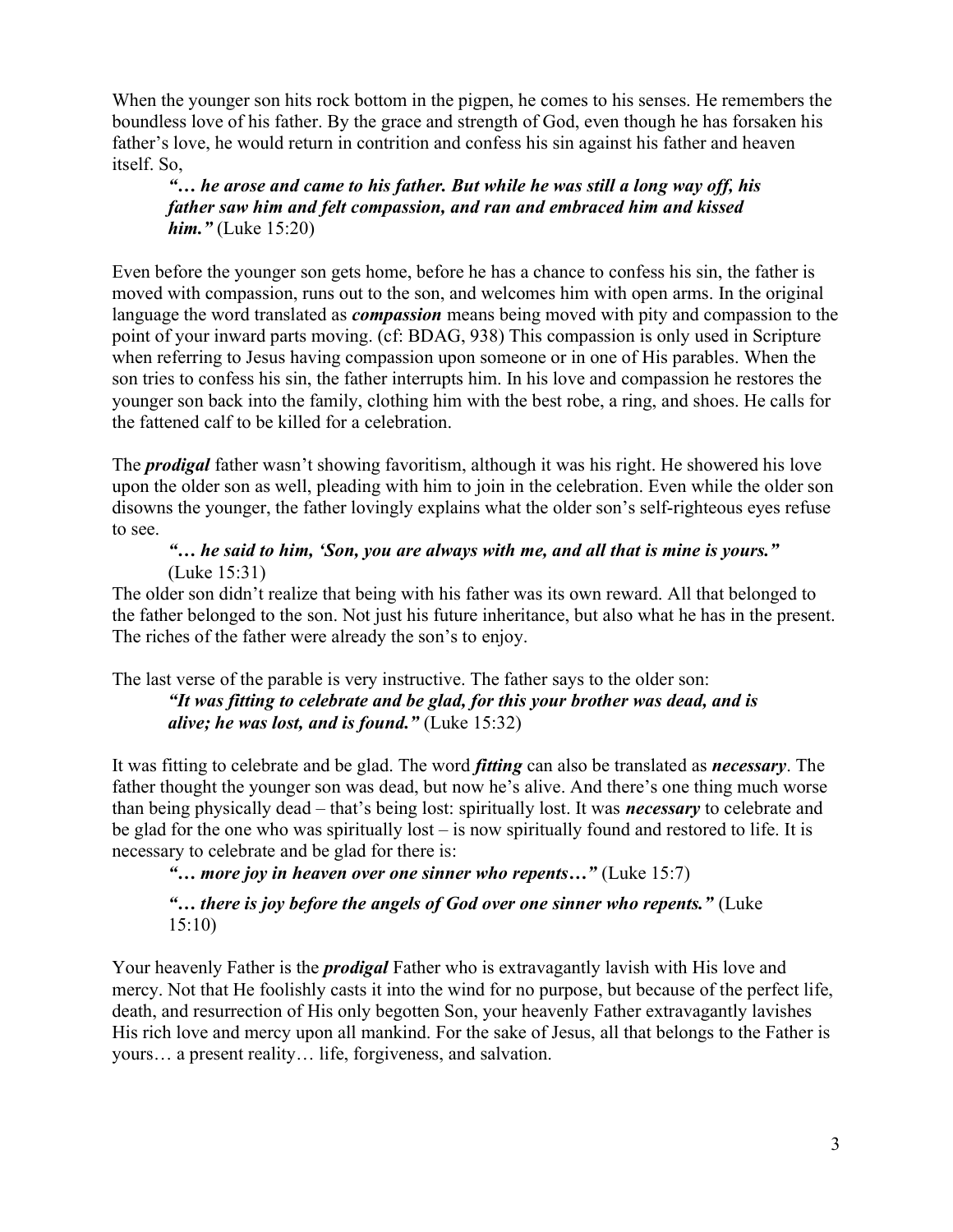When the younger son hits rock bottom in the pigpen, he comes to his senses. He remembers the boundless love of his father. By the grace and strength of God, even though he has forsaken his father's love, he would return in contrition and confess his sin against his father and heaven itself. So,

> ***"… he arose and came to his father. But while he was still a long way off, his father saw him and felt compassion, and ran and embraced him and kissed him."*** (Luke 15:20)

Even before the younger son gets home, before he has a chance to confess his sin, the father is moved with compassion, runs out to the son, and welcomes him with open arms. In the original language the word translated as ***compassion*** means being moved with pity and compassion to the point of your inward parts moving. (cf: BDAG, 938) This compassion is only used in Scripture when referring to Jesus having compassion upon someone or in one of His parables. When the son tries to confess his sin, the father interrupts him. In his love and compassion he restores the younger son back into the family, clothing him with the best robe, a ring, and shoes. He calls for the fattened calf to be killed for a celebration.

The ***prodigal*** father wasn't showing favoritism, although it was his right. He showered his love upon the older son as well, pleading with him to join in the celebration. Even while the older son disowns the younger, the father lovingly explains what the older son's self-righteous eyes refuse to see.

> ***"… he said to him, 'Son, you are always with me, and all that is mine is yours."*** (Luke 15:31)

The older son didn't realize that being with his father was its own reward. All that belonged to the father belonged to the son. Not just his future inheritance, but also what he has in the present. The riches of the father were already the son's to enjoy.

The last verse of the parable is very instructive. The father says to the older son:

> ***"It was fitting to celebrate and be glad, for this your brother was dead, and is alive; he was lost, and is found."*** (Luke 15:32)

It was fitting to celebrate and be glad. The word ***fitting*** can also be translated as ***necessary***. The father thought the younger son was dead, but now he's alive. And there's one thing much worse than being physically dead – that's being lost: spiritually lost. It was ***necessary*** to celebrate and be glad for the one who was spiritually lost – is now spiritually found and restored to life. It is necessary to celebrate and be glad for there is:

> ***"… more joy in heaven over one sinner who repents…"*** (Luke 15:7)
>
> ***"… there is joy before the angels of God over one sinner who repents."*** (Luke 15:10)

Your heavenly Father is the ***prodigal*** Father who is extravagantly lavish with His love and mercy. Not that He foolishly casts it into the wind for no purpose, but because of the perfect life, death, and resurrection of His only begotten Son, your heavenly Father extravagantly lavishes His rich love and mercy upon all mankind. For the sake of Jesus, all that belongs to the Father is yours… a present reality… life, forgiveness, and salvation.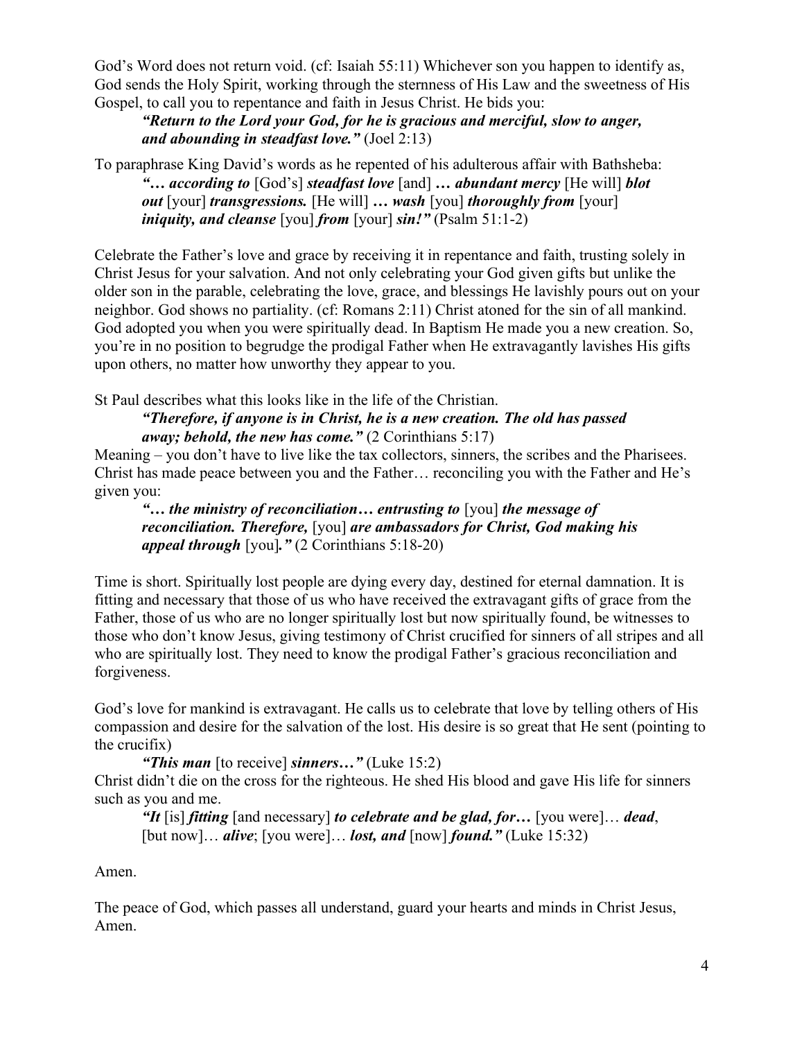God's Word does not return void. (cf: Isaiah 55:11) Whichever son you happen to identify as, God sends the Holy Spirit, working through the sternness of His Law and the sweetness of His Gospel, to call you to repentance and faith in Jesus Christ. He bids you:

> ***"Return to the Lord your God, for he is gracious and merciful, slow to anger, and abounding in steadfast love."*** (Joel 2:13)

To paraphrase King David's words as he repented of his adulterous affair with Bathsheba:

> ***"… according to*** [God's] ***steadfast love*** [and] ***… abundant mercy*** [He will] ***blot out*** [your] ***transgressions.*** [He will] ***… wash*** [you] ***thoroughly from*** [your] ***iniquity, and cleanse*** [you] ***from*** [your] ***sin!"*** (Psalm 51:1-2)

Celebrate the Father's love and grace by receiving it in repentance and faith, trusting solely in Christ Jesus for your salvation. And not only celebrating your God given gifts but unlike the older son in the parable, celebrating the love, grace, and blessings He lavishly pours out on your neighbor. God shows no partiality. (cf: Romans 2:11) Christ atoned for the sin of all mankind. God adopted you when you were spiritually dead. In Baptism He made you a new creation. So, you're in no position to begrudge the prodigal Father when He extravagantly lavishes His gifts upon others, no matter how unworthy they appear to you.

St Paul describes what this looks like in the life of the Christian.

> ***"Therefore, if anyone is in Christ, he is a new creation. The old has passed away; behold, the new has come."*** (2 Corinthians 5:17)

Meaning – you don't have to live like the tax collectors, sinners, the scribes and the Pharisees. Christ has made peace between you and the Father… reconciling you with the Father and He's given you:

> ***"… the ministry of reconciliation… entrusting to*** [you] ***the message of reconciliation. Therefore,*** [you] ***are ambassadors for Christ, God making his appeal through*** [you]***."*** (2 Corinthians 5:18-20)

Time is short. Spiritually lost people are dying every day, destined for eternal damnation. It is fitting and necessary that those of us who have received the extravagant gifts of grace from the Father, those of us who are no longer spiritually lost but now spiritually found, be witnesses to those who don't know Jesus, giving testimony of Christ crucified for sinners of all stripes and all who are spiritually lost. They need to know the prodigal Father's gracious reconciliation and forgiveness.

God's love for mankind is extravagant. He calls us to celebrate that love by telling others of His compassion and desire for the salvation of the lost. His desire is so great that He sent (pointing to the crucifix)

> ***"This man*** [to receive] ***sinners…"*** (Luke 15:2)

Christ didn't die on the cross for the righteous. He shed His blood and gave His life for sinners such as you and me.

> ***"It*** [is] ***fitting*** [and necessary] ***to celebrate and be glad, for…*** [you were]… ***dead***, [but now]… ***alive***; [you were]… ***lost, and*** [now] ***found."*** (Luke 15:32)

Amen.

The peace of God, which passes all understand, guard your hearts and minds in Christ Jesus, Amen.